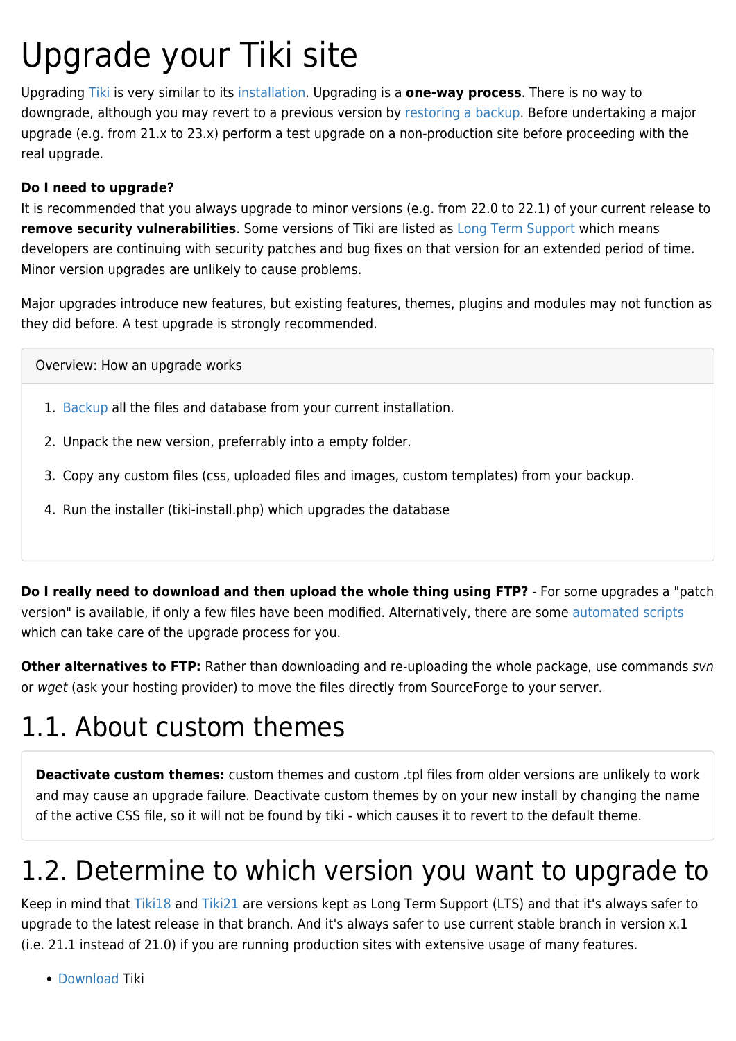# Upgrade your Tiki site

Upgrading Tiki is very similar to its installation. Upgrading is a **one-way process**. There is no way to downgrade, although you may revert to a previous version by restoring a backup. Before undertaking a major upgrade (e.g. from 21.x to 23.x) perform a test upgrade on a non-production site before proceeding with the real upgrade.

**Do I need to upgrade?**
It is recommended that you always upgrade to minor versions (e.g. from 22.0 to 22.1) of your current release to **remove security vulnerabilities**. Some versions of Tiki are listed as Long Term Support which means developers are continuing with security patches and bug fixes on that version for an extended period of time. Minor version upgrades are unlikely to cause problems.

Major upgrades introduce new features, but existing features, themes, plugins and modules may not function as they did before. A test upgrade is strongly recommended.

> Overview: How an upgrade works
>
> 1. Backup all the files and database from your current installation.
> 2. Unpack the new version, preferrably into a empty folder.
> 3. Copy any custom files (css, uploaded files and images, custom templates) from your backup.
> 4. Run the installer (tiki-install.php) which upgrades the database

**Do I really need to download and then upload the whole thing using FTP?** - For some upgrades a "patch version" is available, if only a few files have been modified. Alternatively, there are some automated scripts which can take care of the upgrade process for you.

**Other alternatives to FTP:** Rather than downloading and re-uploading the whole package, use commands *svn* or *wget* (ask your hosting provider) to move the files directly from SourceForge to your server.

## 1.1. About custom themes

> **Deactivate custom themes:** custom themes and custom .tpl files from older versions are unlikely to work and may cause an upgrade failure. Deactivate custom themes by on your new install by changing the name of the active CSS file, so it will not be found by tiki - which causes it to revert to the default theme.

## 1.2. Determine to which version you want to upgrade to

Keep in mind that Tiki18 and Tiki21 are versions kept as Long Term Support (LTS) and that it's always safer to upgrade to the latest release in that branch. And it's always safer to use current stable branch in version x.1 (i.e. 21.1 instead of 21.0) if you are running production sites with extensive usage of many features.

- Download Tiki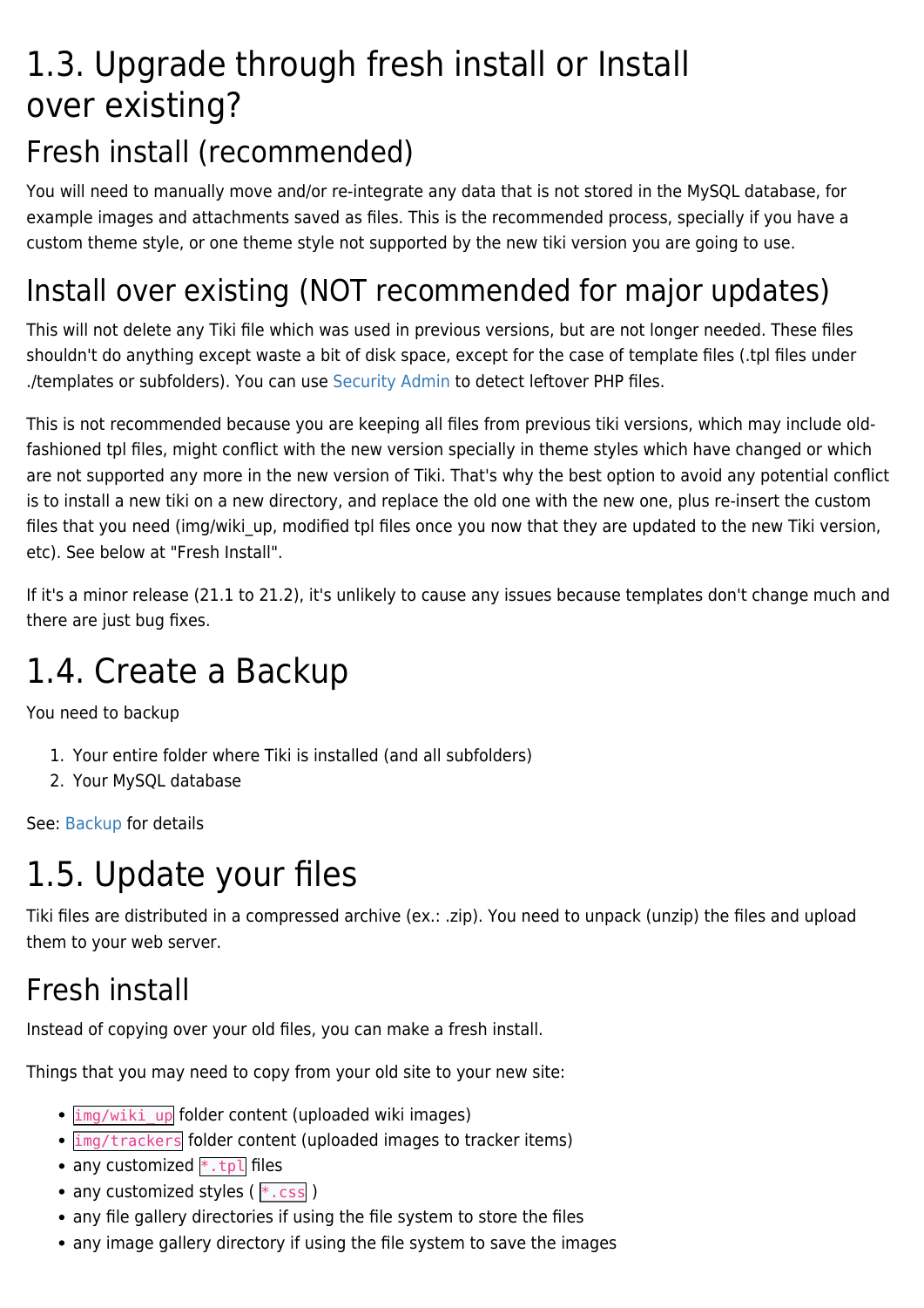# 1.3. Upgrade through fresh install or Install over existing?

## Fresh install (recommended)

You will need to manually move and/or re-integrate any data that is not stored in the MySQL database, for example images and attachments saved as files. This is the recommended process, specially if you have a custom theme style, or one theme style not supported by the new tiki version you are going to use.

## Install over existing (NOT recommended for major updates)

This will not delete any Tiki file which was used in previous versions, but are not longer needed. These files shouldn't do anything except waste a bit of disk space, except for the case of template files (.tpl files under ./templates or subfolders). You can use Security Admin to detect leftover PHP files.

This is not recommended because you are keeping all files from previous tiki versions, which may include old-fashioned tpl files, might conflict with the new version specially in theme styles which have changed or which are not supported any more in the new version of Tiki. That's why the best option to avoid any potential conflict is to install a new tiki on a new directory, and replace the old one with the new one, plus re-insert the custom files that you need (img/wiki_up, modified tpl files once you now that they are updated to the new Tiki version, etc). See below at "Fresh Install".

If it's a minor release (21.1 to 21.2), it's unlikely to cause any issues because templates don't change much and there are just bug fixes.

# 1.4. Create a Backup

You need to backup

1. Your entire folder where Tiki is installed (and all subfolders)
2. Your MySQL database

See: Backup for details

# 1.5. Update your files

Tiki files are distributed in a compressed archive (ex.: .zip). You need to unpack (unzip) the files and upload them to your web server.

## Fresh install

Instead of copying over your old files, you can make a fresh install.

Things that you may need to copy from your old site to your new site:

- `img/wiki_up` folder content (uploaded wiki images)
- `img/trackers` folder content (uploaded images to tracker items)
- any customized `*.tpl` files
- any customized styles ( `*.css` )
- any file gallery directories if using the file system to store the files
- any image gallery directory if using the file system to save the images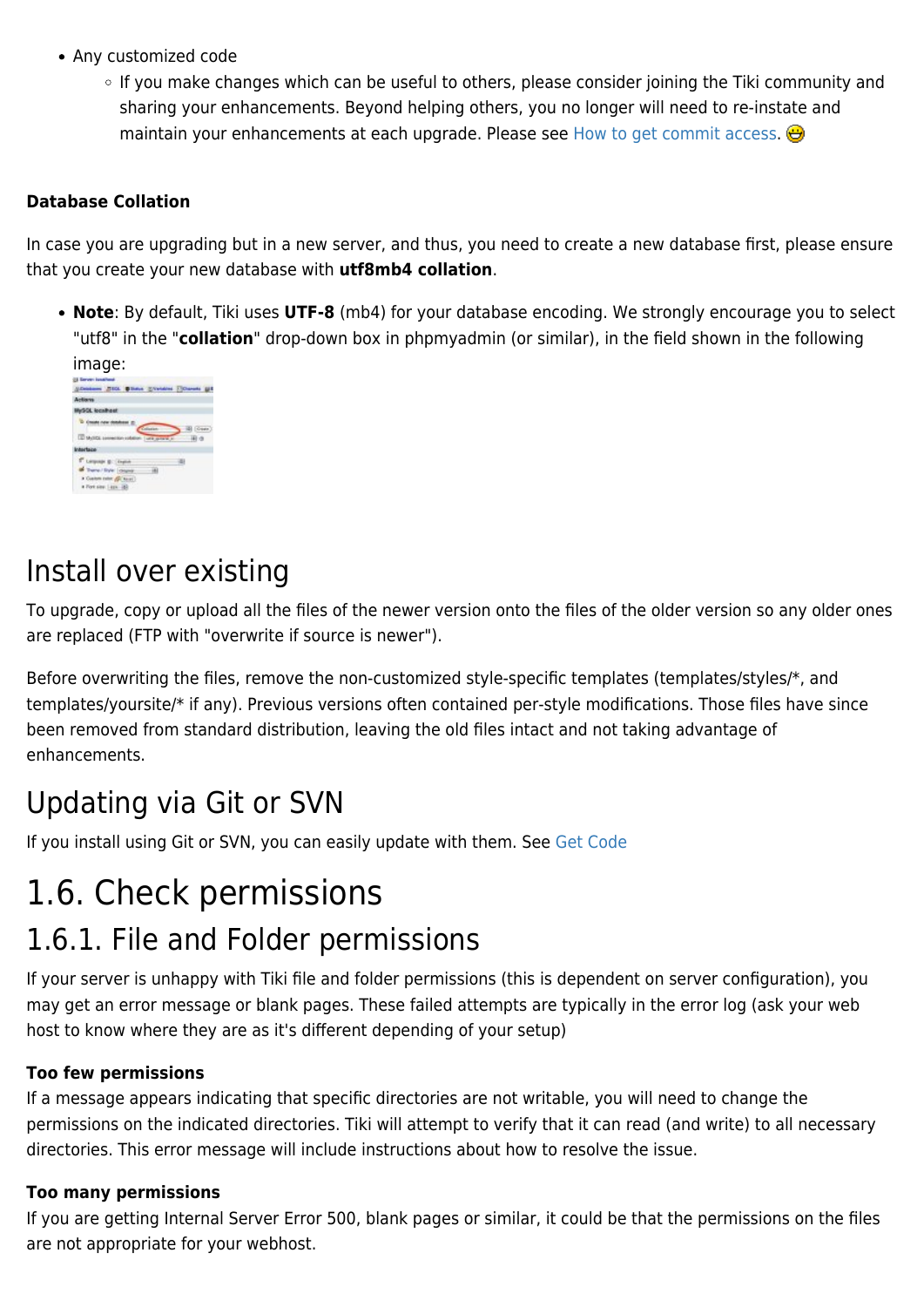- Any customized code
  - If you make changes which can be useful to others, please consider joining the Tiki community and sharing your enhancements. Beyond helping others, you no longer will need to re-instate and maintain your enhancements at each upgrade. Please see How to get commit access. 😀

**Database Collation**

In case you are upgrading but in a new server, and thus, you need to create a new database first, please ensure that you create your new database with **utf8mb4 collation**.

- **Note**: By default, Tiki uses **UTF-8** (mb4) for your database encoding. We strongly encourage you to select "utf8" in the "**collation**" drop-down box in phpmyadmin (or similar), in the field shown in the following image:

# Install over existing

To upgrade, copy or upload all the files of the newer version onto the files of the older version so any older ones are replaced (FTP with "overwrite if source is newer").

Before overwriting the files, remove the non-customized style-specific templates (templates/styles/*, and templates/yoursite/* if any). Previous versions often contained per-style modifications. Those files have since been removed from standard distribution, leaving the old files intact and not taking advantage of enhancements.

# Updating via Git or SVN

If you install using Git or SVN, you can easily update with them. See Get Code

# 1.6. Check permissions

## 1.6.1. File and Folder permissions

If your server is unhappy with Tiki file and folder permissions (this is dependent on server configuration), you may get an error message or blank pages. These failed attempts are typically in the error log (ask your web host to know where they are as it's different depending of your setup)

**Too few permissions**

If a message appears indicating that specific directories are not writable, you will need to change the permissions on the indicated directories. Tiki will attempt to verify that it can read (and write) to all necessary directories. This error message will include instructions about how to resolve the issue.

**Too many permissions**

If you are getting Internal Server Error 500, blank pages or similar, it could be that the permissions on the files are not appropriate for your webhost.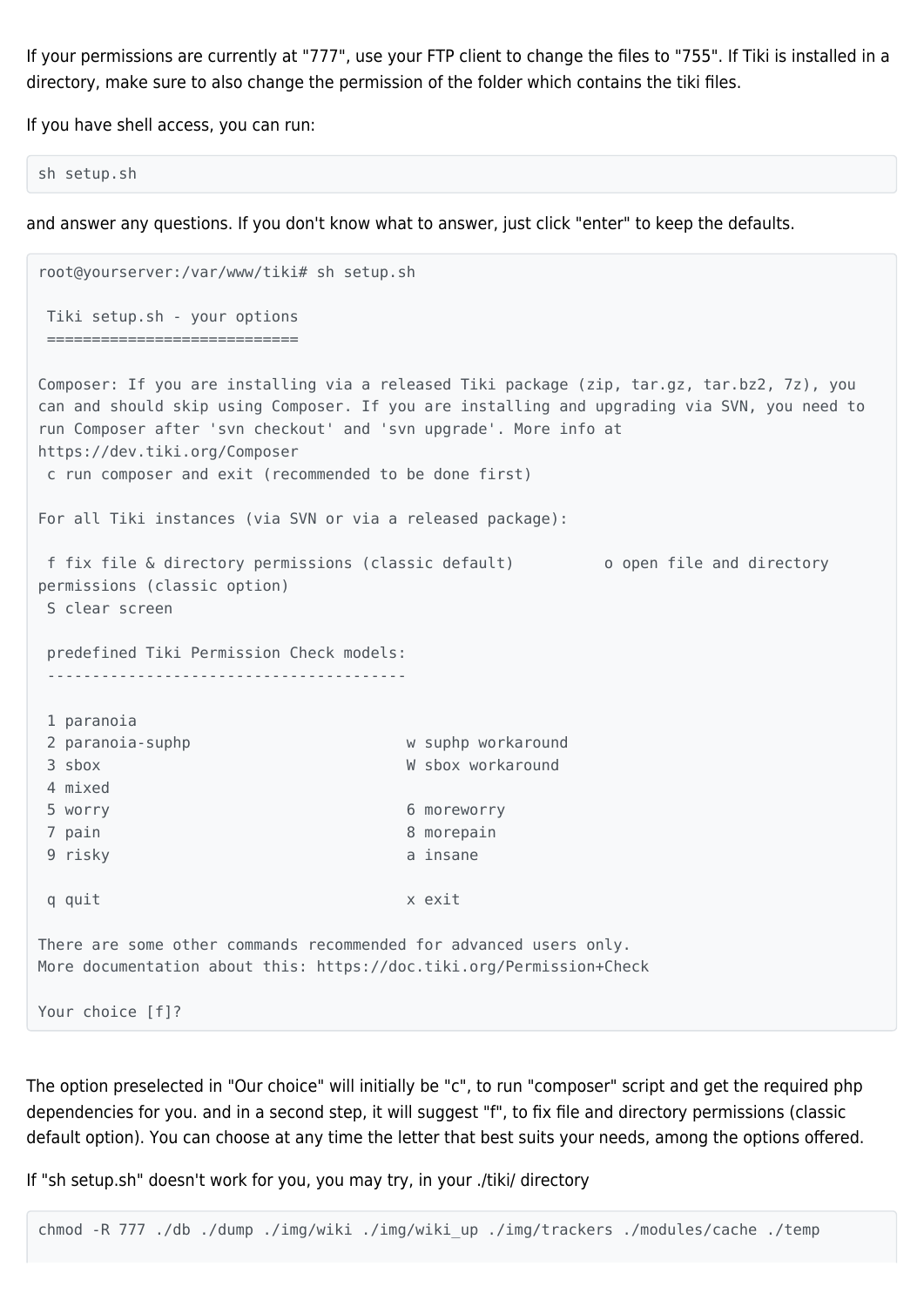If your permissions are currently at "777", use your FTP client to change the files to "755". If Tiki is installed in a directory, make sure to also change the permission of the folder which contains the tiki files.

If you have shell access, you can run:

```
sh setup.sh
```

and answer any questions. If you don't know what to answer, just click "enter" to keep the defaults.

```
root@yourserver:/var/www/tiki# sh setup.sh

 Tiki setup.sh - your options
 ============================

Composer: If you are installing via a released Tiki package (zip, tar.gz, tar.bz2, 7z), you
can and should skip using Composer. If you are installing and upgrading via SVN, you need to
run Composer after 'svn checkout' and 'svn upgrade'. More info at
https://dev.tiki.org/Composer
 c run composer and exit (recommended to be done first)

For all Tiki instances (via SVN or via a released package):

 f fix file & directory permissions (classic default)          o open file and directory
permissions (classic option)
 S clear screen

 predefined Tiki Permission Check models:
 ----------------------------------------

 1 paranoia
 2 paranoia-suphp                        w suphp workaround
 3 sbox                                  W sbox workaround
 4 mixed
 5 worry                                 6 moreworry
 7 pain                                  8 morepain
 9 risky                                 a insane

 q quit                                  x exit

There are some other commands recommended for advanced users only.
More documentation about this: https://doc.tiki.org/Permission+Check

Your choice [f]?
```

The option preselected in "Our choice" will initially be "c", to run "composer" script and get the required php dependencies for you. and in a second step, it will suggest "f", to fix file and directory permissions (classic default option). You can choose at any time the letter that best suits your needs, among the options offered.

If "sh setup.sh" doesn't work for you, you may try, in your ./tiki/ directory

```
chmod -R 777 ./db ./dump ./img/wiki ./img/wiki_up ./img/trackers ./modules/cache ./temp
```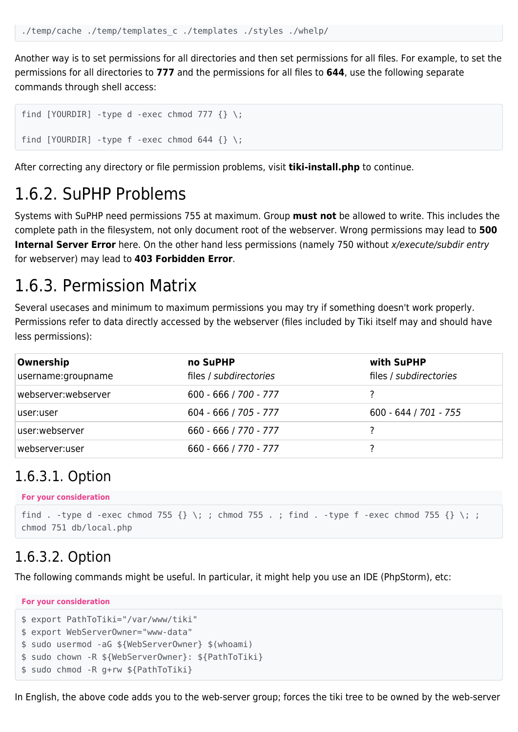```
./temp/cache ./temp/templates_c ./templates ./styles ./whelp/
```

Another way is to set permissions for all directories and then set permissions for all files. For example, to set the permissions for all directories to **777** and the permissions for all files to **644**, use the following separate commands through shell access:

```
find [YOURDIR] -type d -exec chmod 777 {} \;

find [YOURDIR] -type f -exec chmod 644 {} \;
```

After correcting any directory or file permission problems, visit **tiki-install.php** to continue.

## 1.6.2. SuPHP Problems

Systems with SuPHP need permissions 755 at maximum. Group **must not** be allowed to write. This includes the complete path in the filesystem, not only document root of the webserver. Wrong permissions may lead to **500 Internal Server Error** here. On the other hand less permissions (namely 750 without *x/execute/subdir entry* for webserver) may lead to **403 Forbidden Error**.

## 1.6.3. Permission Matrix

Several usecases and minimum to maximum permissions you may try if something doesn't work properly. Permissions refer to data directly accessed by the webserver (files included by Tiki itself may and should have less permissions):

| **Ownership** username:groupname | **no SuPHP** files / *subdirectories* | **with SuPHP** files / *subdirectories* |
|---|---|---|
| webserver:webserver | 600 - 666 / *700 - 777* | ? |
| user:user | 604 - 666 / *705 - 777* | 600 - 644 / *701 - 755* |
| user:webserver | 660 - 666 / *770 - 777* | ? |
| webserver:user | 660 - 666 / *770 - 777* | ? |

### 1.6.3.1. Option

**For your consideration**

```
find . -type d -exec chmod 755 {} \; ; chmod 755 . ; find . -type f -exec chmod 755 {} \; ;
chmod 751 db/local.php
```

### 1.6.3.2. Option

The following commands might be useful. In particular, it might help you use an IDE (PhpStorm), etc:

**For your consideration**

```
$ export PathToTiki="/var/www/tiki"
$ export WebServerOwner="www-data"
$ sudo usermod -aG ${WebServerOwner} $(whoami)
$ sudo chown -R ${WebServerOwner}: ${PathToTiki}
$ sudo chmod -R g+rw ${PathToTiki}
```

In English, the above code adds you to the web-server group; forces the tiki tree to be owned by the web-server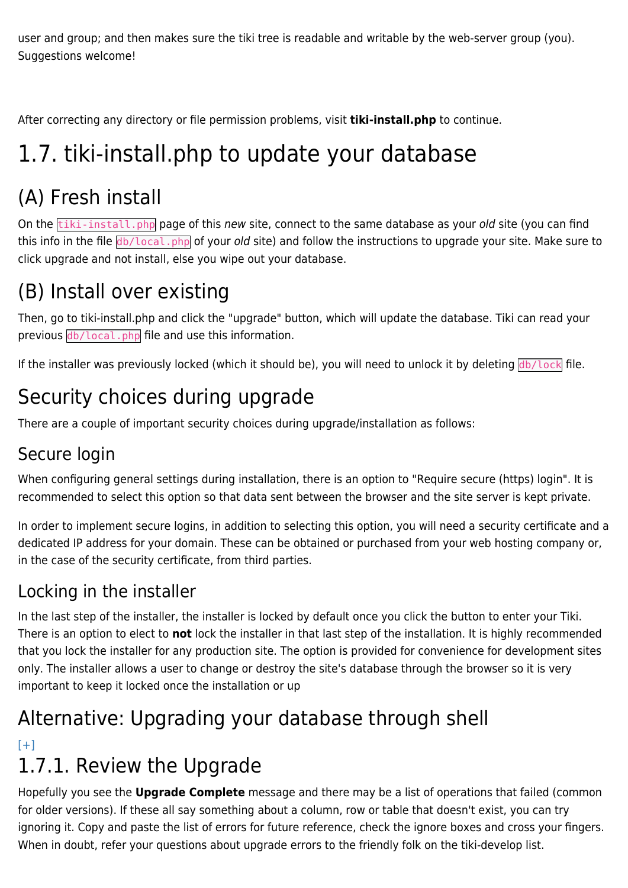user and group; and then makes sure the tiki tree is readable and writable by the web-server group (you). Suggestions welcome!

After correcting any directory or file permission problems, visit **tiki-install.php** to continue.

# 1.7. tiki-install.php to update your database

## (A) Fresh install

On the `tiki-install.php` page of this *new* site, connect to the same database as your *old* site (you can find this info in the file `db/local.php` of your *old* site) and follow the instructions to upgrade your site. Make sure to click upgrade and not install, else you wipe out your database.

## (B) Install over existing

Then, go to tiki-install.php and click the "upgrade" button, which will update the database. Tiki can read your previous `db/local.php` file and use this information.

If the installer was previously locked (which it should be), you will need to unlock it by deleting `db/lock` file.

## Security choices during upgrade

There are a couple of important security choices during upgrade/installation as follows:

### Secure login

When configuring general settings during installation, there is an option to "Require secure (https) login". It is recommended to select this option so that data sent between the browser and the site server is kept private.

In order to implement secure logins, in addition to selecting this option, you will need a security certificate and a dedicated IP address for your domain. These can be obtained or purchased from your web hosting company or, in the case of the security certificate, from third parties.

### Locking in the installer

In the last step of the installer, the installer is locked by default once you click the button to enter your Tiki. There is an option to elect to **not** lock the installer in that last step of the installation. It is highly recommended that you lock the installer for any production site. The option is provided for convenience for development sites only. The installer allows a user to change or destroy the site's database through the browser so it is very important to keep it locked once the installation or up

## Alternative: Upgrading your database through shell

[+]

# 1.7.1. Review the Upgrade

Hopefully you see the **Upgrade Complete** message and there may be a list of operations that failed (common for older versions). If these all say something about a column, row or table that doesn't exist, you can try ignoring it. Copy and paste the list of errors for future reference, check the ignore boxes and cross your fingers. When in doubt, refer your questions about upgrade errors to the friendly folk on the tiki-develop list.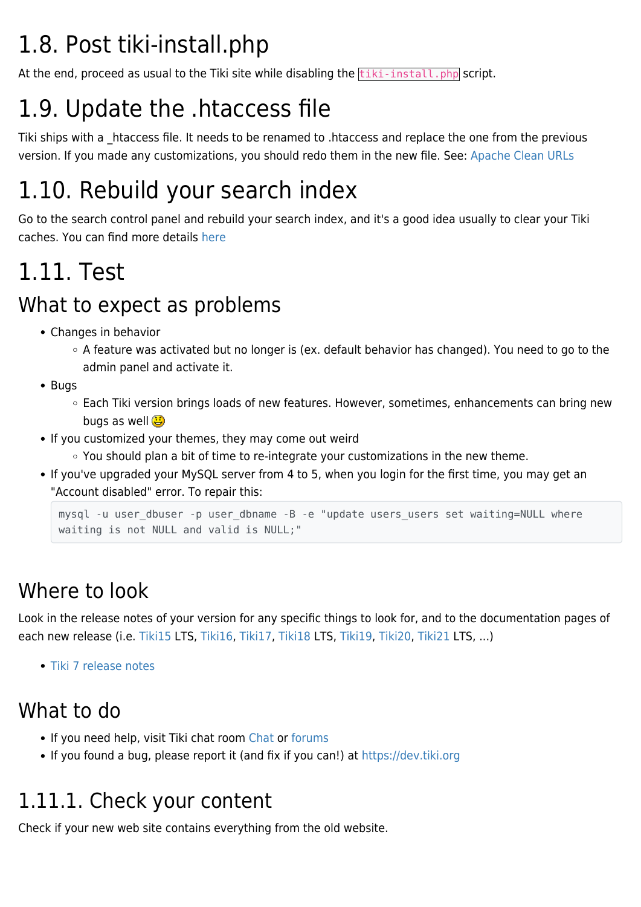# 1.8. Post tiki-install.php

At the end, proceed as usual to the Tiki site while disabling the `tiki-install.php` script.

# 1.9. Update the .htaccess file

Tiki ships with a _htaccess file. It needs to be renamed to .htaccess and replace the one from the previous version. If you made any customizations, you should redo them in the new file. See: Apache Clean URLs

# 1.10. Rebuild your search index

Go to the search control panel and rebuild your search index, and it's a good idea usually to clear your Tiki caches. You can find more details here

# 1.11. Test

## What to expect as problems

- Changes in behavior
  - A feature was activated but no longer is (ex. default behavior has changed). You need to go to the admin panel and activate it.
- Bugs
  - Each Tiki version brings loads of new features. However, sometimes, enhancements can bring new bugs as well 😃
- If you customized your themes, they may come out weird
  - You should plan a bit of time to re-integrate your customizations in the new theme.
- If you've upgraded your MySQL server from 4 to 5, when you login for the first time, you may get an "Account disabled" error. To repair this:

```
mysql -u user_dbuser -p user_dbname -B -e "update users_users set waiting=NULL where waiting is not NULL and valid is NULL;"
```

## Where to look

Look in the release notes of your version for any specific things to look for, and to the documentation pages of each new release (i.e. Tiki15 LTS, Tiki16, Tiki17, Tiki18 LTS, Tiki19, Tiki20, Tiki21 LTS, ...)

- Tiki 7 release notes

## What to do

- If you need help, visit Tiki chat room Chat or forums
- If you found a bug, please report it (and fix if you can!) at https://dev.tiki.org

# 1.11.1. Check your content

Check if your new web site contains everything from the old website.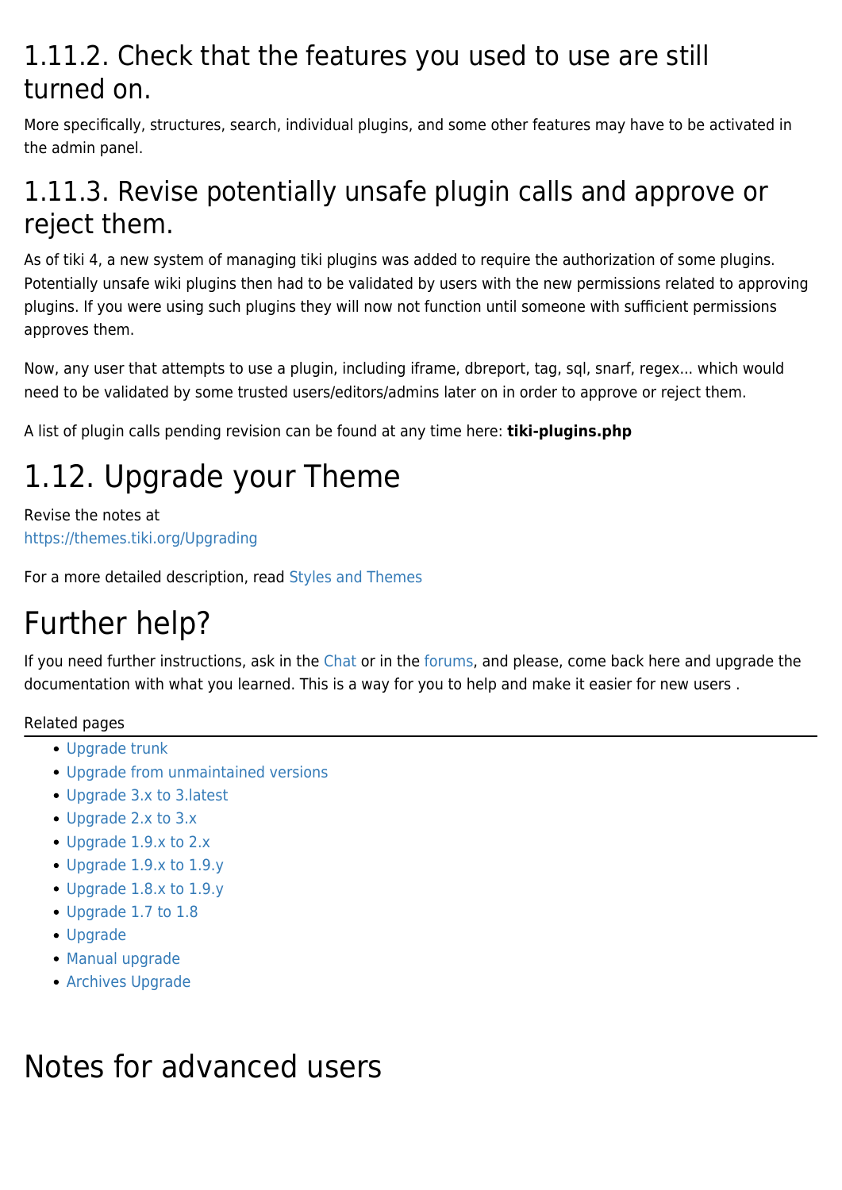### 1.11.2. Check that the features you used to use are still turned on.

More specifically, structures, search, individual plugins, and some other features may have to be activated in the admin panel.

### 1.11.3. Revise potentially unsafe plugin calls and approve or reject them.

As of tiki 4, a new system of managing tiki plugins was added to require the authorization of some plugins. Potentially unsafe wiki plugins then had to be validated by users with the new permissions related to approving plugins. If you were using such plugins they will now not function until someone with sufficient permissions approves them.

Now, any user that attempts to use a plugin, including iframe, dbreport, tag, sql, snarf, regex... which would need to be validated by some trusted users/editors/admins later on in order to approve or reject them.

A list of plugin calls pending revision can be found at any time here: **tiki-plugins.php**

## 1.12. Upgrade your Theme

Revise the notes at
https://themes.tiki.org/Upgrading

For a more detailed description, read Styles and Themes

# Further help?

If you need further instructions, ask in the Chat or in the forums, and please, come back here and upgrade the documentation with what you learned. This is a way for you to help and make it easier for new users .

Related pages

- Upgrade trunk
- Upgrade from unmaintained versions
- Upgrade 3.x to 3.latest
- Upgrade 2.x to 3.x
- Upgrade 1.9.x to 2.x
- Upgrade 1.9.x to 1.9.y
- Upgrade 1.8.x to 1.9.y
- Upgrade 1.7 to 1.8
- Upgrade
- Manual upgrade
- Archives Upgrade

# Notes for advanced users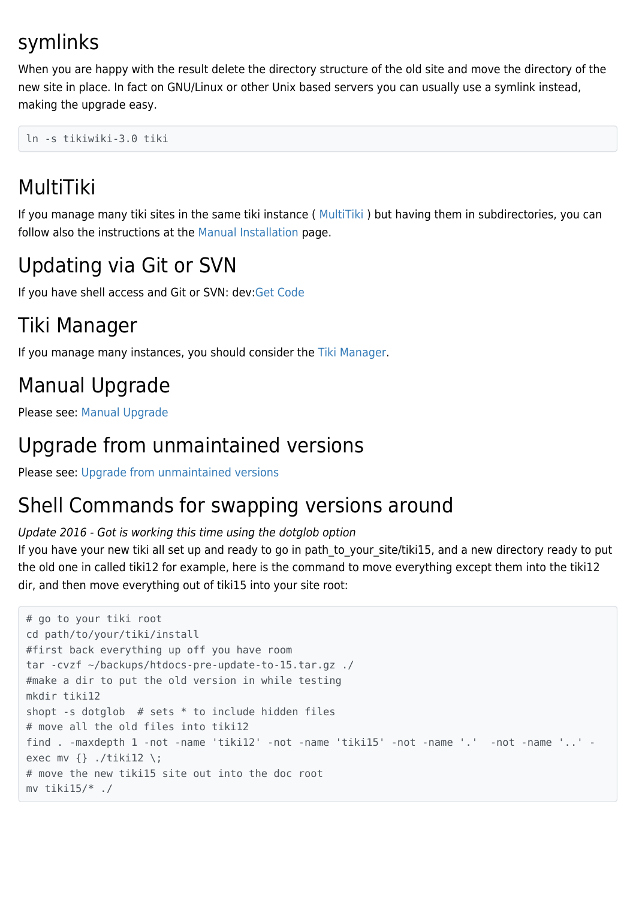## symlinks

When you are happy with the result delete the directory structure of the old site and move the directory of the new site in place. In fact on GNU/Linux or other Unix based servers you can usually use a symlink instead, making the upgrade easy.

```
ln -s tikiwiki-3.0 tiki
```

## MultiTiki

If you manage many tiki sites in the same tiki instance ( MultiTiki ) but having them in subdirectories, you can follow also the instructions at the Manual Installation page.

## Updating via Git or SVN

If you have shell access and Git or SVN: dev:Get Code

## Tiki Manager

If you manage many instances, you should consider the Tiki Manager.

## Manual Upgrade

Please see: Manual Upgrade

## Upgrade from unmaintained versions

Please see: Upgrade from unmaintained versions

## Shell Commands for swapping versions around

*Update 2016 - Got is working this time using the dotglob option*

If you have your new tiki all set up and ready to go in path_to_your_site/tiki15, and a new directory ready to put the old one in called tiki12 for example, here is the command to move everything except them into the tiki12 dir, and then move everything out of tiki15 into your site root:

```
# go to your tiki root
cd path/to/your/tiki/install
#first back everything up off you have room
tar -cvzf ~/backups/htdocs-pre-update-to-15.tar.gz ./
#make a dir to put the old version in while testing
mkdir tiki12
shopt -s dotglob  # sets * to include hidden files
# move all the old files into tiki12
find . -maxdepth 1 -not -name 'tiki12' -not -name 'tiki15' -not -name '.'  -not -name '..' -
exec mv {} ./tiki12 \;
# move the new tiki15 site out into the doc root
mv tiki15/* ./
```